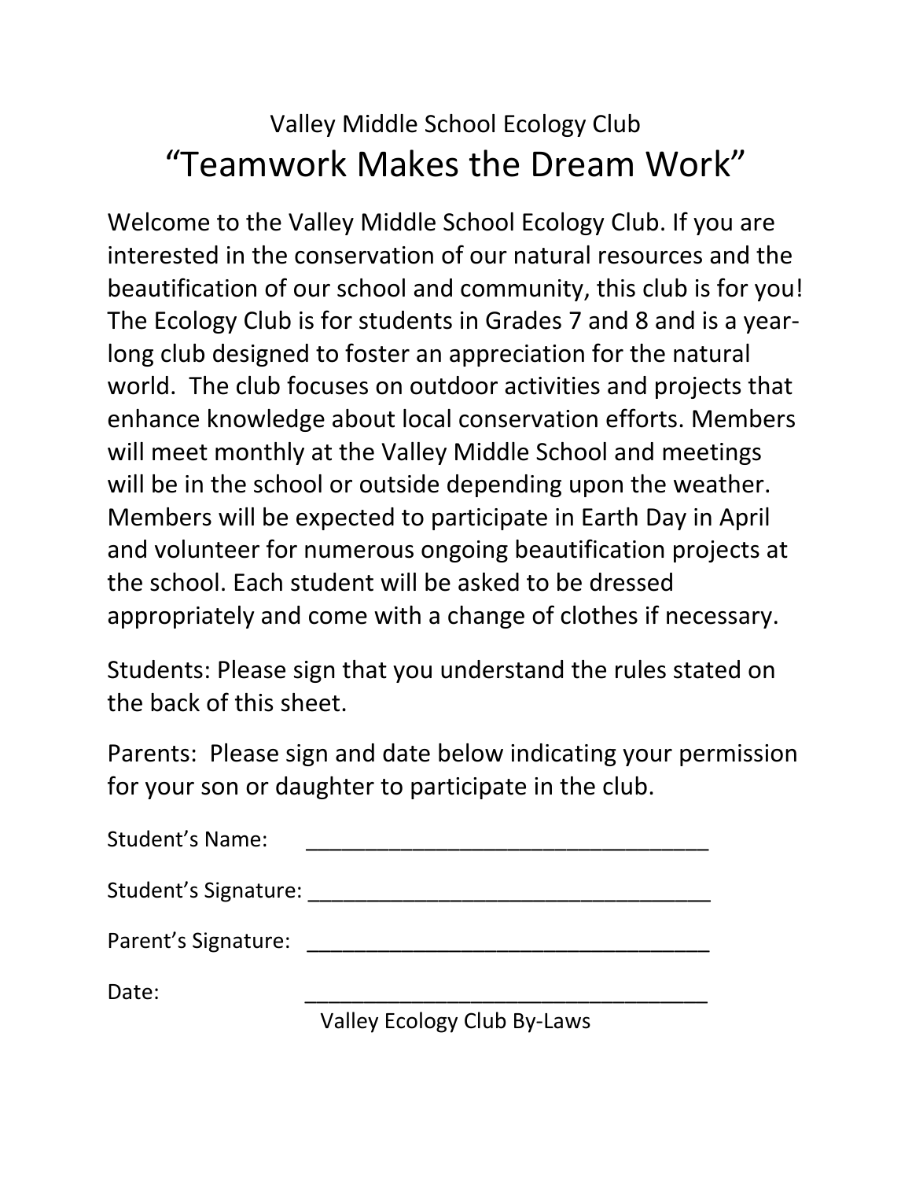Valley Middle School Ecology Club

# "Teamwork Makes the Dream Work"

Welcome to the Valley Middle School Ecology Club. If you are interested in the conservation of our natural resources and the beautification of our school and community, this club is for you! The Ecology Club is for students in Grades 7 and 8 and is a year-long club designed to foster an appreciation for the natural world. The club focuses on outdoor activities and projects that enhance knowledge about local conservation efforts. Members will meet monthly at the Valley Middle School and meetings will be in the school or outside depending upon the weather. Members will be expected to participate in Earth Day in April and volunteer for numerous ongoing beautification projects at the school. Each student will be asked to be dressed appropriately and come with a change of clothes if necessary.

Students: Please sign that you understand the rules stated on the back of this sheet.

Parents: Please sign and date below indicating your permission for your son or daughter to participate in the club.

Student's Name: ___________________________________

Student's Signature: ___________________________________

Parent's Signature: ___________________________________

Date: ___________________________________

Valley Ecology Club By-Laws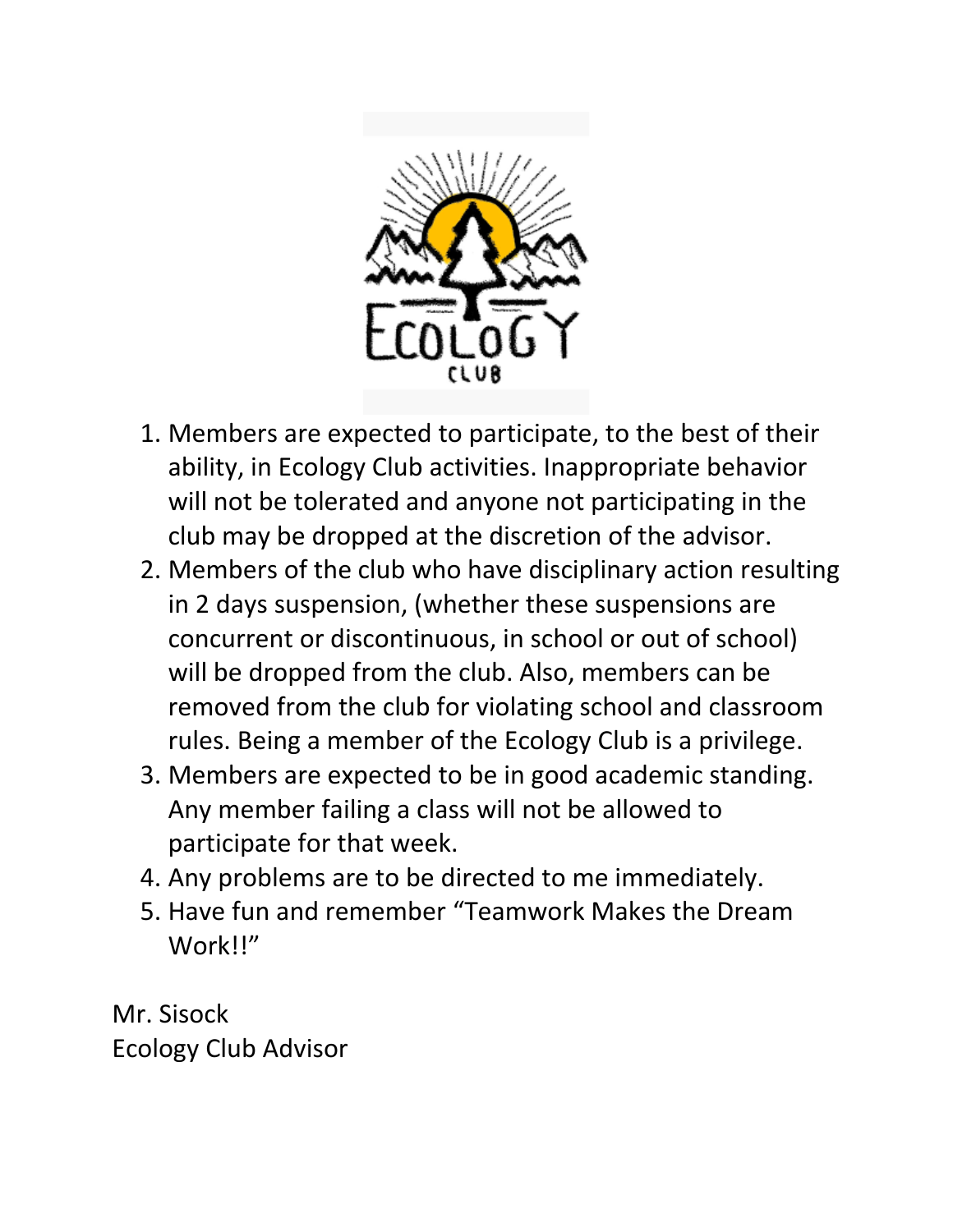1. Members are expected to participate, to the best of their ability, in Ecology Club activities. Inappropriate behavior will not be tolerated and anyone not participating in the club may be dropped at the discretion of the advisor.
2. Members of the club who have disciplinary action resulting in 2 days suspension, (whether these suspensions are concurrent or discontinuous, in school or out of school) will be dropped from the club. Also, members can be removed from the club for violating school and classroom rules. Being a member of the Ecology Club is a privilege.
3. Members are expected to be in good academic standing. Any member failing a class will not be allowed to participate for that week.
4. Any problems are to be directed to me immediately.
5. Have fun and remember “Teamwork Makes the Dream Work!!”

Mr. Sisock
Ecology Club Advisor